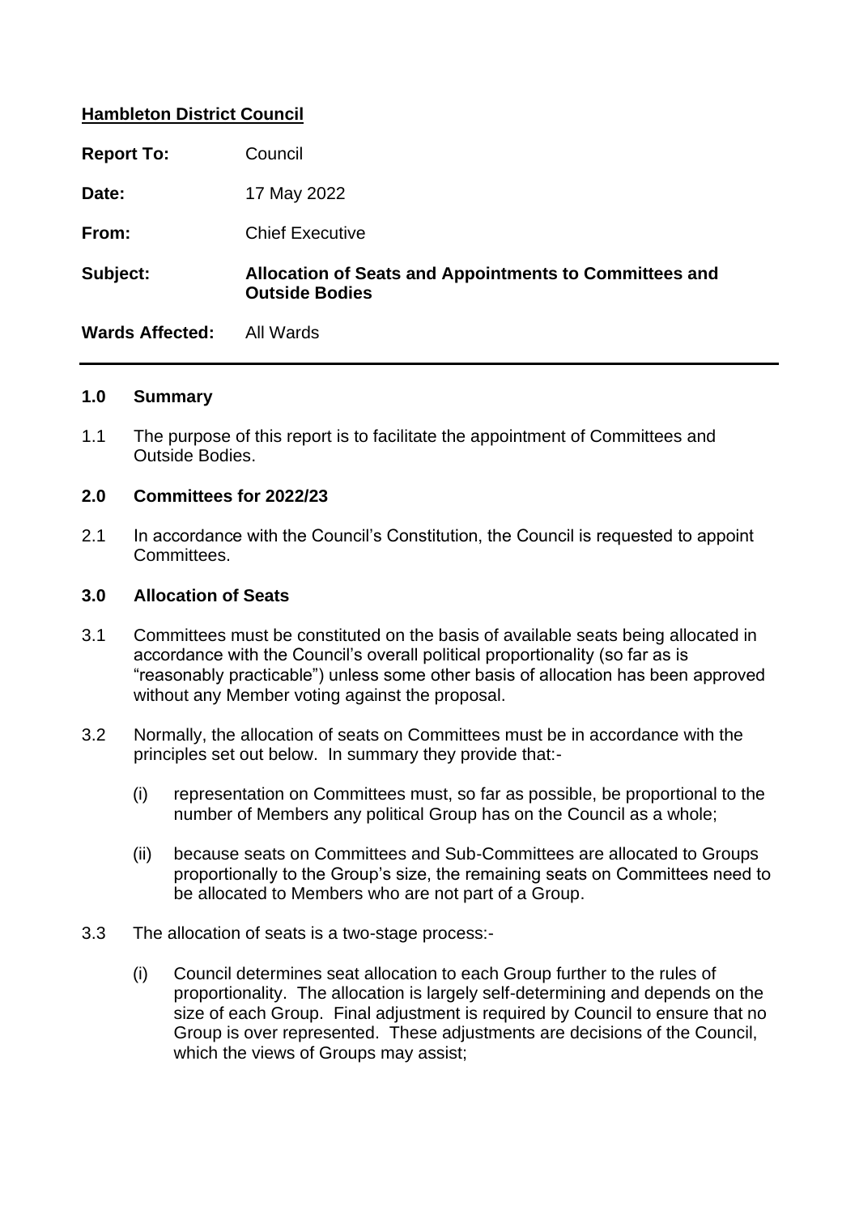**Hambleton District Council**

| | |
|---|---|
| **Report To:** | Council |
| **Date:** | 17 May 2022 |
| **From:** | Chief Executive |
| **Subject:** | **Allocation of Seats and Appointments to Committees and Outside Bodies** |
| **Wards Affected:** | All Wards |

---

## 1.0 Summary

1.1 The purpose of this report is to facilitate the appointment of Committees and Outside Bodies.

## 2.0 Committees for 2022/23

2.1 In accordance with the Council's Constitution, the Council is requested to appoint Committees.

## 3.0 Allocation of Seats

3.1 Committees must be constituted on the basis of available seats being allocated in accordance with the Council's overall political proportionality (so far as is "reasonably practicable") unless some other basis of allocation has been approved without any Member voting against the proposal.

3.2 Normally, the allocation of seats on Committees must be in accordance with the principles set out below. In summary they provide that:-

(i) representation on Committees must, so far as possible, be proportional to the number of Members any political Group has on the Council as a whole;

(ii) because seats on Committees and Sub-Committees are allocated to Groups proportionally to the Group's size, the remaining seats on Committees need to be allocated to Members who are not part of a Group.

3.3 The allocation of seats is a two-stage process:-

(i) Council determines seat allocation to each Group further to the rules of proportionality. The allocation is largely self-determining and depends on the size of each Group. Final adjustment is required by Council to ensure that no Group is over represented. These adjustments are decisions of the Council, which the views of Groups may assist;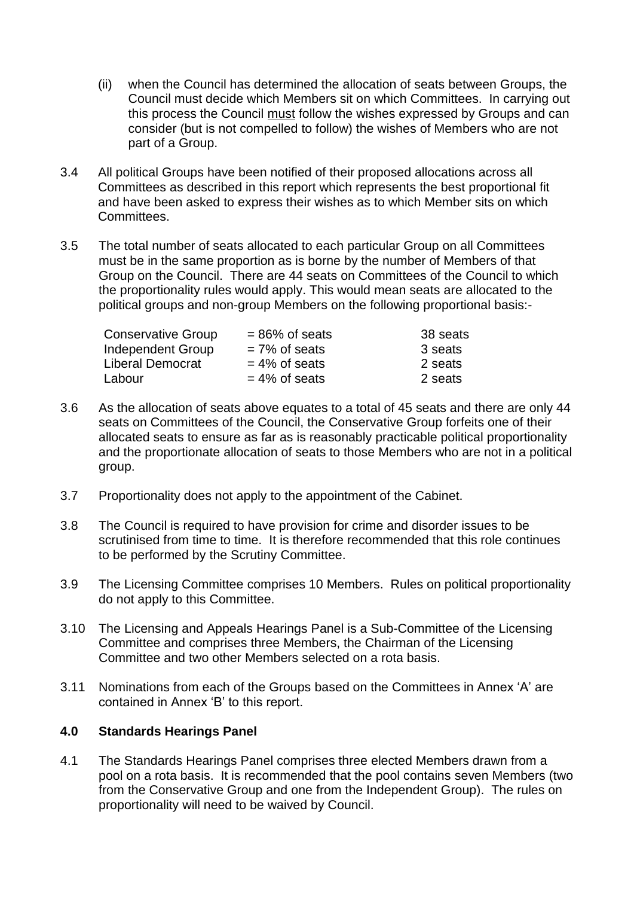(ii) when the Council has determined the allocation of seats between Groups, the Council must decide which Members sit on which Committees. In carrying out this process the Council must follow the wishes expressed by Groups and can consider (but is not compelled to follow) the wishes of Members who are not part of a Group.

3.4 All political Groups have been notified of their proposed allocations across all Committees as described in this report which represents the best proportional fit and have been asked to express their wishes as to which Member sits on which Committees.

3.5 The total number of seats allocated to each particular Group on all Committees must be in the same proportion as is borne by the number of Members of that Group on the Council. There are 44 seats on Committees of the Council to which the proportionality rules would apply. This would mean seats are allocated to the political groups and non-group Members on the following proportional basis:-

| | | |
|---|---|---|
| Conservative Group | = 86% of seats | 38 seats |
| Independent Group | = 7% of seats | 3 seats |
| Liberal Democrat | = 4% of seats | 2 seats |
| Labour | = 4% of seats | 2 seats |

3.6 As the allocation of seats above equates to a total of 45 seats and there are only 44 seats on Committees of the Council, the Conservative Group forfeits one of their allocated seats to ensure as far as is reasonably practicable political proportionality and the proportionate allocation of seats to those Members who are not in a political group.

3.7 Proportionality does not apply to the appointment of the Cabinet.

3.8 The Council is required to have provision for crime and disorder issues to be scrutinised from time to time. It is therefore recommended that this role continues to be performed by the Scrutiny Committee.

3.9 The Licensing Committee comprises 10 Members. Rules on political proportionality do not apply to this Committee.

3.10 The Licensing and Appeals Hearings Panel is a Sub-Committee of the Licensing Committee and comprises three Members, the Chairman of the Licensing Committee and two other Members selected on a rota basis.

3.11 Nominations from each of the Groups based on the Committees in Annex 'A' are contained in Annex 'B' to this report.

**4.0 Standards Hearings Panel**

4.1 The Standards Hearings Panel comprises three elected Members drawn from a pool on a rota basis. It is recommended that the pool contains seven Members (two from the Conservative Group and one from the Independent Group). The rules on proportionality will need to be waived by Council.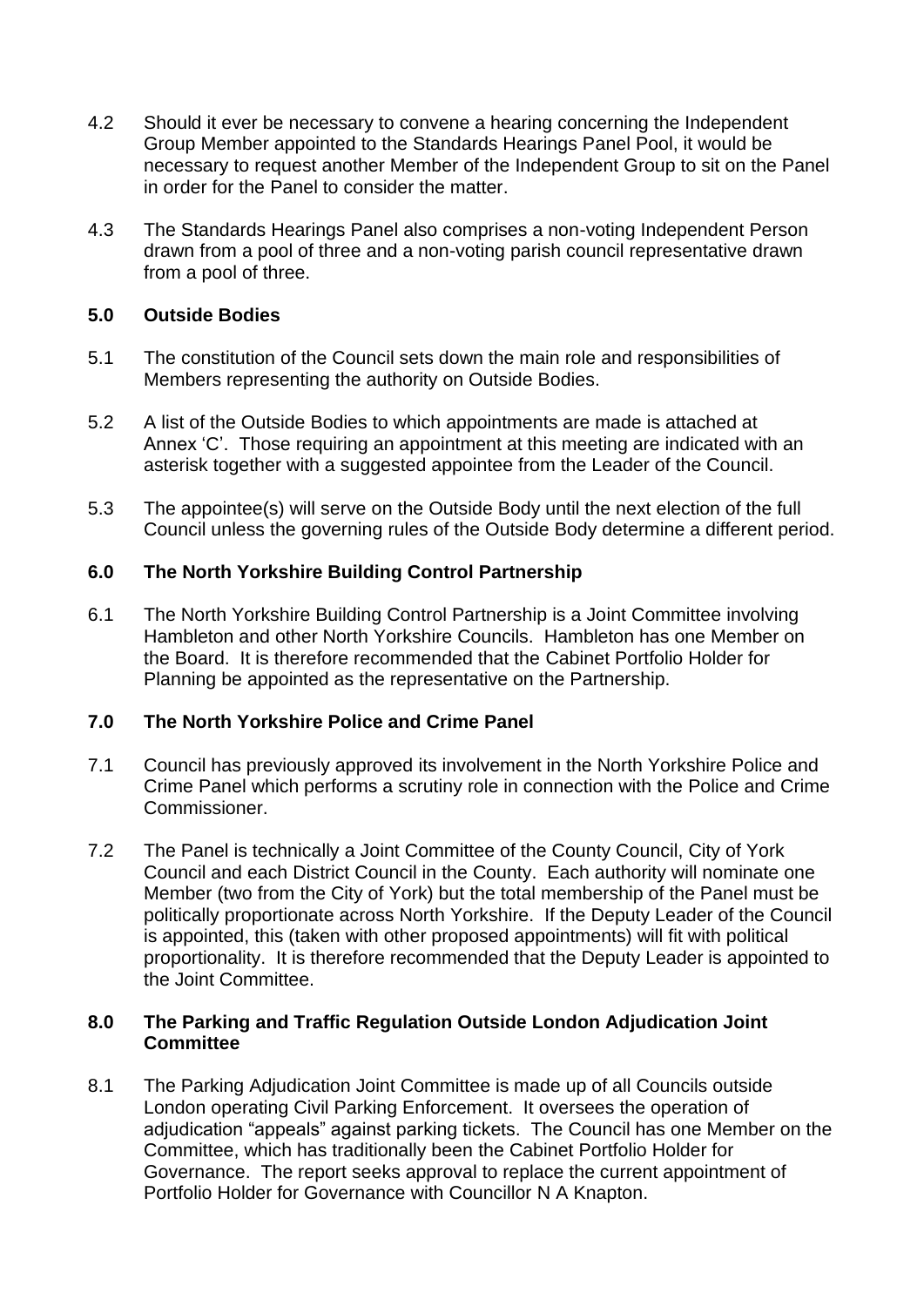4.2 Should it ever be necessary to convene a hearing concerning the Independent Group Member appointed to the Standards Hearings Panel Pool, it would be necessary to request another Member of the Independent Group to sit on the Panel in order for the Panel to consider the matter.

4.3 The Standards Hearings Panel also comprises a non-voting Independent Person drawn from a pool of three and a non-voting parish council representative drawn from a pool of three.

## 5.0 Outside Bodies

5.1 The constitution of the Council sets down the main role and responsibilities of Members representing the authority on Outside Bodies.

5.2 A list of the Outside Bodies to which appointments are made is attached at Annex 'C'. Those requiring an appointment at this meeting are indicated with an asterisk together with a suggested appointee from the Leader of the Council.

5.3 The appointee(s) will serve on the Outside Body until the next election of the full Council unless the governing rules of the Outside Body determine a different period.

## 6.0 The North Yorkshire Building Control Partnership

6.1 The North Yorkshire Building Control Partnership is a Joint Committee involving Hambleton and other North Yorkshire Councils. Hambleton has one Member on the Board. It is therefore recommended that the Cabinet Portfolio Holder for Planning be appointed as the representative on the Partnership.

## 7.0 The North Yorkshire Police and Crime Panel

7.1 Council has previously approved its involvement in the North Yorkshire Police and Crime Panel which performs a scrutiny role in connection with the Police and Crime Commissioner.

7.2 The Panel is technically a Joint Committee of the County Council, City of York Council and each District Council in the County. Each authority will nominate one Member (two from the City of York) but the total membership of the Panel must be politically proportionate across North Yorkshire. If the Deputy Leader of the Council is appointed, this (taken with other proposed appointments) will fit with political proportionality. It is therefore recommended that the Deputy Leader is appointed to the Joint Committee.

## 8.0 The Parking and Traffic Regulation Outside London Adjudication Joint Committee

8.1 The Parking Adjudication Joint Committee is made up of all Councils outside London operating Civil Parking Enforcement. It oversees the operation of adjudication "appeals" against parking tickets. The Council has one Member on the Committee, which has traditionally been the Cabinet Portfolio Holder for Governance. The report seeks approval to replace the current appointment of Portfolio Holder for Governance with Councillor N A Knapton.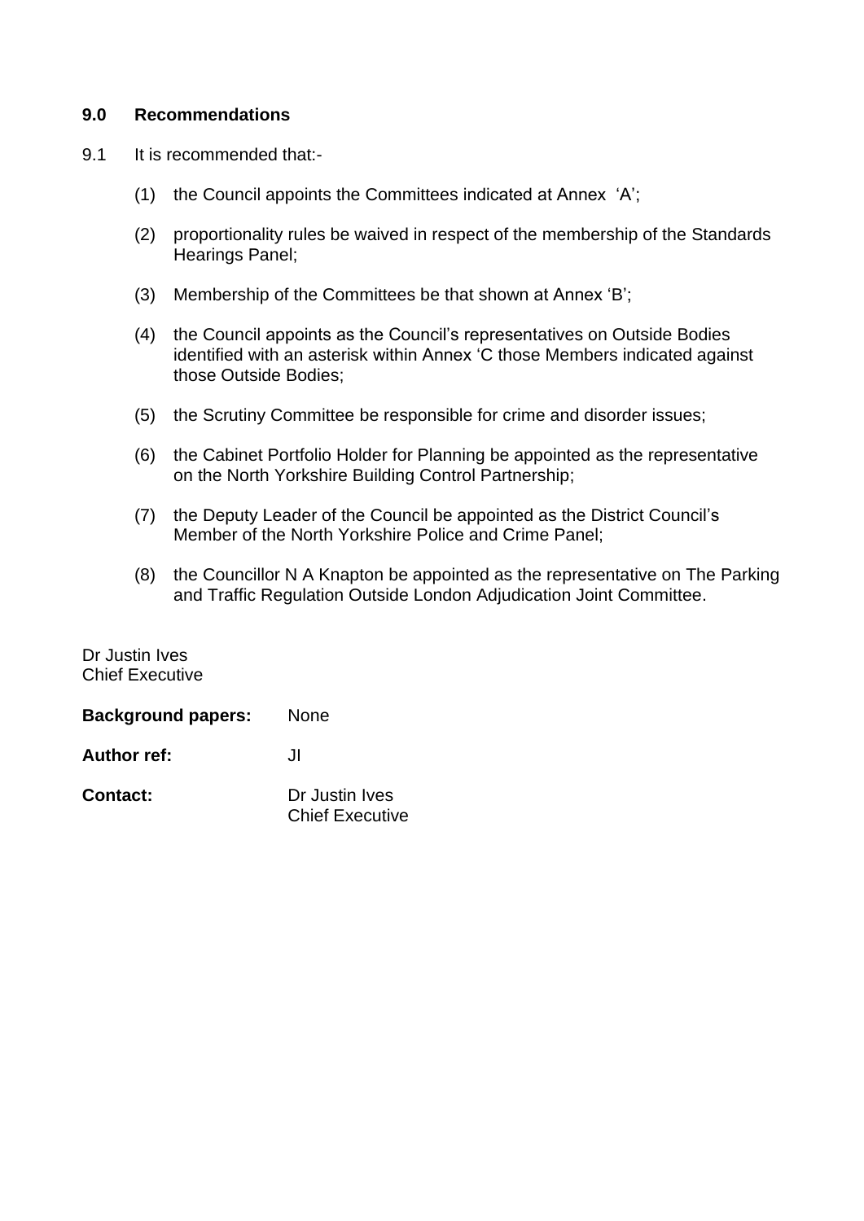## 9.0 Recommendations

9.1 It is recommended that:-

(1) the Council appoints the Committees indicated at Annex 'A';

(2) proportionality rules be waived in respect of the membership of the Standards Hearings Panel;

(3) Membership of the Committees be that shown at Annex 'B';

(4) the Council appoints as the Council's representatives on Outside Bodies identified with an asterisk within Annex 'C those Members indicated against those Outside Bodies;

(5) the Scrutiny Committee be responsible for crime and disorder issues;

(6) the Cabinet Portfolio Holder for Planning be appointed as the representative on the North Yorkshire Building Control Partnership;

(7) the Deputy Leader of the Council be appointed as the District Council's Member of the North Yorkshire Police and Crime Panel;

(8) the Councillor N A Knapton be appointed as the representative on The Parking and Traffic Regulation Outside London Adjudication Joint Committee.

Dr Justin Ives
Chief Executive

**Background papers:** None

**Author ref:** JI

**Contact:** Dr Justin Ives
Chief Executive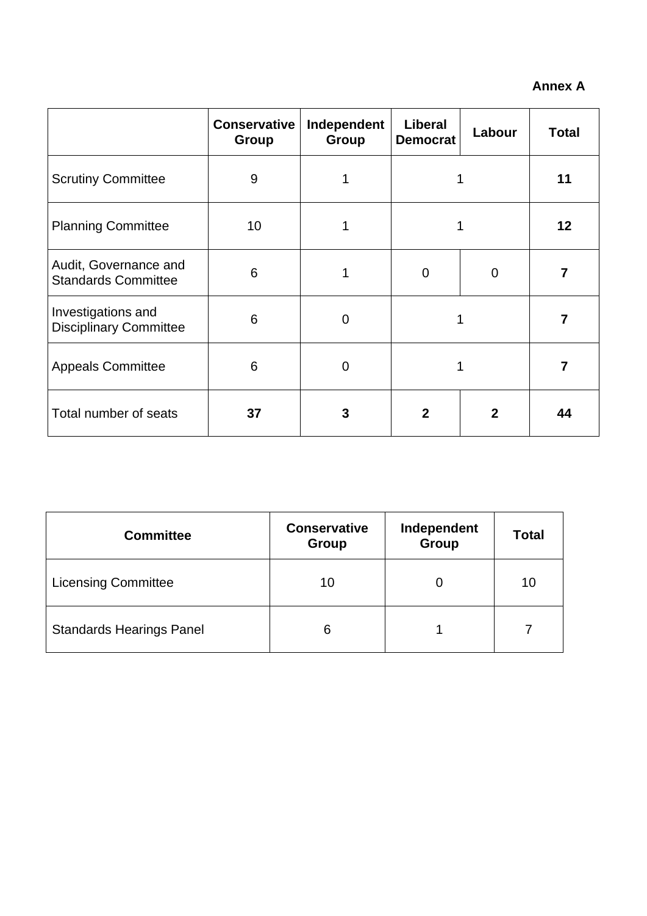**Annex A**

| | Conservative Group | Independent Group | Liberal Democrat | Labour | Total |
|---|---|---|---|---|---|
| Scrutiny Committee | 9 | 1 | 1 | | **11** |
| Planning Committee | 10 | 1 | 1 | | **12** |
| Audit, Governance and Standards Committee | 6 | 1 | 0 | 0 | **7** |
| Investigations and Disciplinary Committee | 6 | 0 | 1 | | **7** |
| Appeals Committee | 6 | 0 | 1 | | **7** |
| Total number of seats | **37** | **3** | **2** | **2** | **44** |

| Committee | Conservative Group | Independent Group | Total |
|---|---|---|---|
| Licensing Committee | 10 | 0 | 10 |
| Standards Hearings Panel | 6 | 1 | 7 |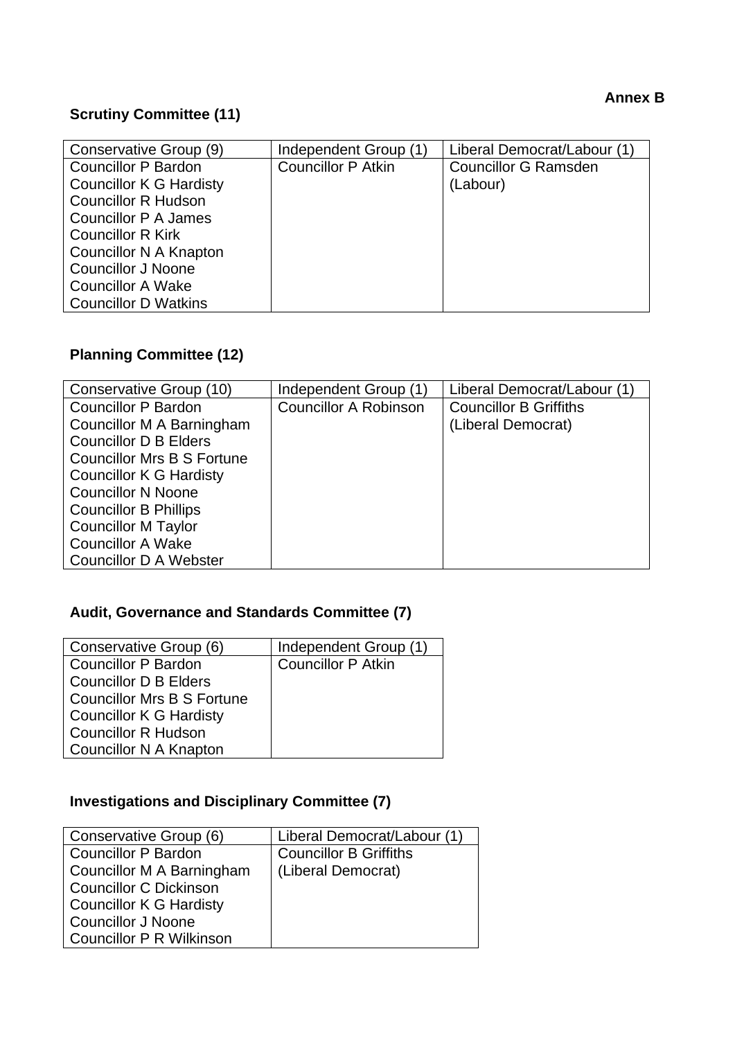**Annex B**

## Scrutiny Committee (11)

| Conservative Group (9) | Independent Group (1) | Liberal Democrat/Labour (1) |
|---|---|---|
| Councillor P Bardon<br>Councillor K G Hardisty<br>Councillor R Hudson<br>Councillor P A James<br>Councillor R Kirk<br>Councillor N A Knapton<br>Councillor J Noone<br>Councillor A Wake<br>Councillor D Watkins | Councillor P Atkin | Councillor G Ramsden (Labour) |

## Planning Committee (12)

| Conservative Group (10) | Independent Group (1) | Liberal Democrat/Labour (1) |
|---|---|---|
| Councillor P Bardon<br>Councillor M A Barningham<br>Councillor D B Elders<br>Councillor Mrs B S Fortune<br>Councillor K G Hardisty<br>Councillor N Noone<br>Councillor B Phillips<br>Councillor M Taylor<br>Councillor A Wake<br>Councillor D A Webster | Councillor A Robinson | Councillor B Griffiths (Liberal Democrat) |

## Audit, Governance and Standards Committee (7)

| Conservative Group (6) | Independent Group (1) |
|---|---|
| Councillor P Bardon<br>Councillor D B Elders<br>Councillor Mrs B S Fortune<br>Councillor K G Hardisty<br>Councillor R Hudson<br>Councillor N A Knapton | Councillor P Atkin |

## Investigations and Disciplinary Committee (7)

| Conservative Group (6) | Liberal Democrat/Labour (1) |
|---|---|
| Councillor P Bardon<br>Councillor M A Barningham<br>Councillor C Dickinson<br>Councillor K G Hardisty<br>Councillor J Noone<br>Councillor P R Wilkinson | Councillor B Griffiths (Liberal Democrat) |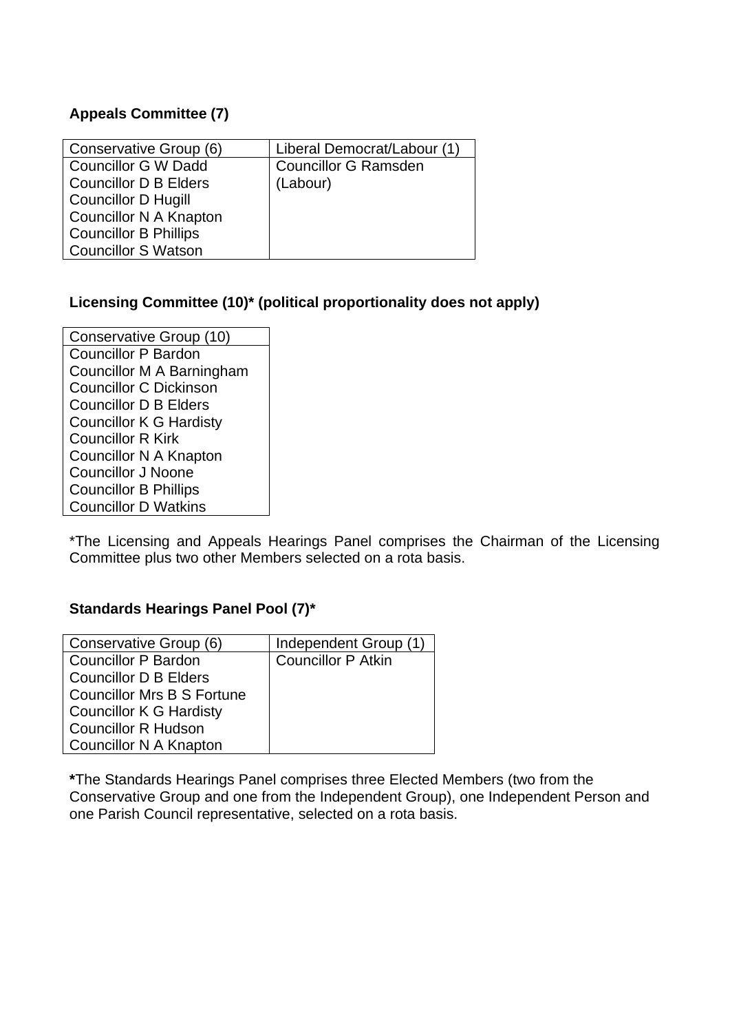**Appeals Committee (7)**

| Conservative Group (6) | Liberal Democrat/Labour (1) |
| --- | --- |
| Councillor G W Dadd<br>Councillor D B Elders<br>Councillor D Hugill<br>Councillor N A Knapton<br>Councillor B Phillips<br>Councillor S Watson | Councillor G Ramsden (Labour) |

**Licensing Committee (10)* (political proportionality does not apply)**

| Conservative Group (10) |
| --- |
| Councillor P Bardon |
| Councillor M A Barningham |
| Councillor C Dickinson |
| Councillor D B Elders |
| Councillor K G Hardisty |
| Councillor R Kirk |
| Councillor N A Knapton |
| Councillor J Noone |
| Councillor B Phillips |
| Councillor D Watkins |

*The Licensing and Appeals Hearings Panel comprises the Chairman of the Licensing Committee plus two other Members selected on a rota basis.

**Standards Hearings Panel Pool (7)***

| Conservative Group (6) | Independent Group (1) |
| --- | --- |
| Councillor P Bardon<br>Councillor D B Elders<br>Councillor Mrs B S Fortune<br>Councillor K G Hardisty<br>Councillor R Hudson<br>Councillor N A Knapton | Councillor P Atkin |

***The Standards Hearings Panel comprises three Elected Members (two from the Conservative Group and one from the Independent Group), one Independent Person and one Parish Council representative, selected on a rota basis.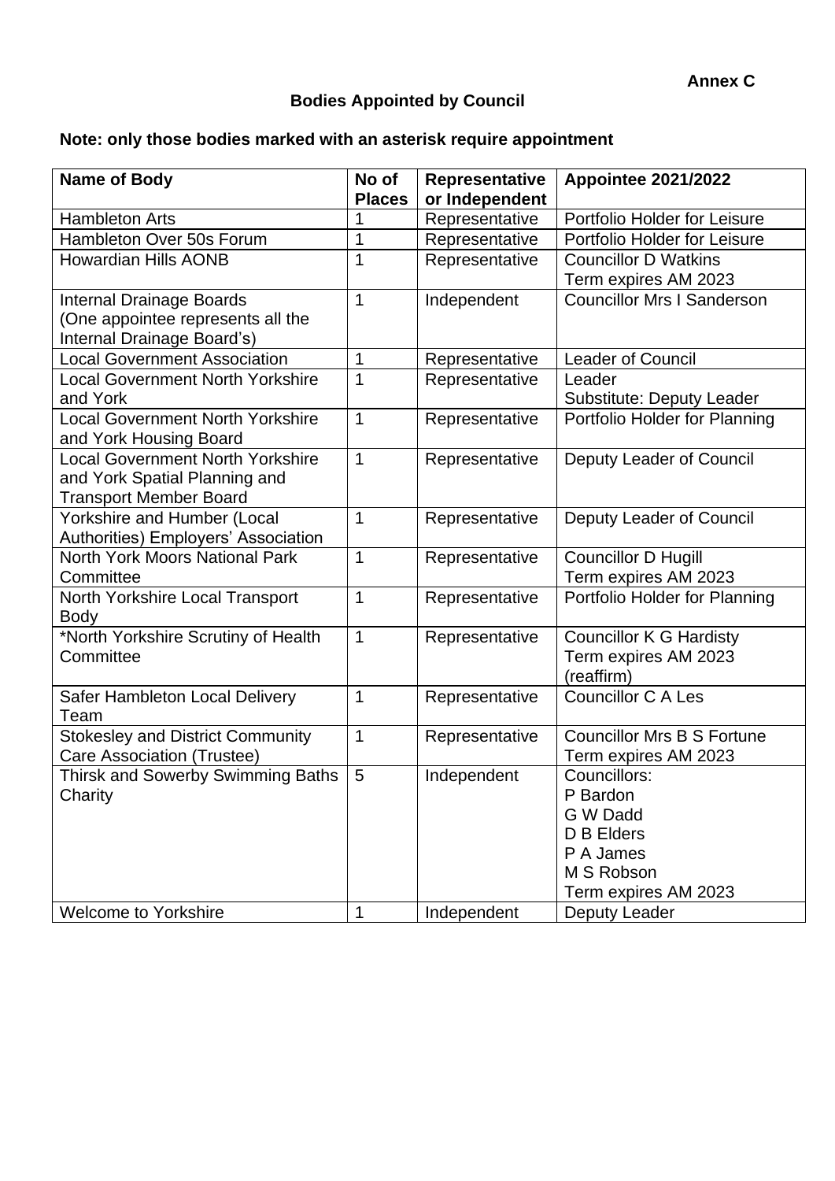**Annex C**

## Bodies Appointed by Council

**Note: only those bodies marked with an asterisk require appointment**

| Name of Body | No of Places | Representative or Independent | Appointee 2021/2022 |
|---|---|---|---|
| Hambleton Arts | 1 | Representative | Portfolio Holder for Leisure |
| Hambleton Over 50s Forum | 1 | Representative | Portfolio Holder for Leisure |
| Howardian Hills AONB | 1 | Representative | Councillor D Watkins Term expires AM 2023 |
| Internal Drainage Boards (One appointee represents all the Internal Drainage Board's) | 1 | Independent | Councillor Mrs I Sanderson |
| Local Government Association | 1 | Representative | Leader of Council |
| Local Government North Yorkshire and York | 1 | Representative | Leader Substitute: Deputy Leader |
| Local Government North Yorkshire and York Housing Board | 1 | Representative | Portfolio Holder for Planning |
| Local Government North Yorkshire and York Spatial Planning and Transport Member Board | 1 | Representative | Deputy Leader of Council |
| Yorkshire and Humber (Local Authorities) Employers' Association | 1 | Representative | Deputy Leader of Council |
| North York Moors National Park Committee | 1 | Representative | Councillor D Hugill Term expires AM 2023 |
| North Yorkshire Local Transport Body | 1 | Representative | Portfolio Holder for Planning |
| *North Yorkshire Scrutiny of Health Committee | 1 | Representative | Councillor K G Hardisty Term expires AM 2023 (reaffirm) |
| Safer Hambleton Local Delivery Team | 1 | Representative | Councillor C A Les |
| Stokesley and District Community Care Association (Trustee) | 1 | Representative | Councillor Mrs B S Fortune Term expires AM 2023 |
| Thirsk and Sowerby Swimming Baths Charity | 5 | Independent | Councillors: P Bardon G W Dadd D B Elders P A James M S Robson Term expires AM 2023 |
| Welcome to Yorkshire | 1 | Independent | Deputy Leader |